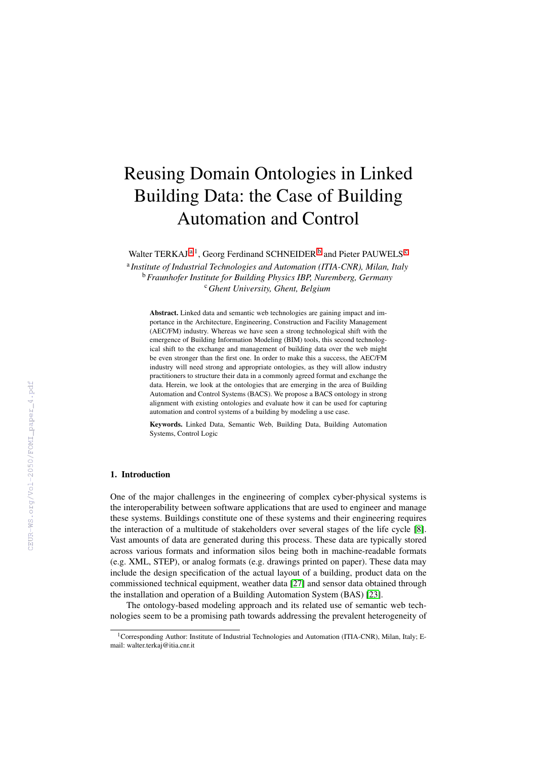# Reusing Domain Ontologies in Linked Building Data: the Case of Building Automation and Control

Walter TERKAJ [a] [1], Georg Ferdinand SCHNEIDER [b] and Pieter PAUWELS [c]

[a] *Institute of Industrial Technologies and Automation (ITIA-CNR), Milan, Italy*
[b] *Fraunhofer Institute for Building Physics IBP, Nuremberg, Germany*
[c] *Ghent University, Ghent, Belgium*

**Abstract.** Linked data and semantic web technologies are gaining impact and importance in the Architecture, Engineering, Construction and Facility Management (AEC/FM) industry. Whereas we have seen a strong technological shift with the emergence of Building Information Modeling (BIM) tools, this second technological shift to the exchange and management of building data over the web might be even stronger than the first one. In order to make this a success, the AEC/FM industry will need strong and appropriate ontologies, as they will allow industry practitioners to structure their data in a commonly agreed format and exchange the data. Herein, we look at the ontologies that are emerging in the area of Building Automation and Control Systems (BACS). We propose a BACS ontology in strong alignment with existing ontologies and evaluate how it can be used for capturing automation and control systems of a building by modeling a use case.

**Keywords.** Linked Data, Semantic Web, Building Data, Building Automation Systems, Control Logic

## 1. Introduction

One of the major challenges in the engineering of complex cyber-physical systems is the interoperability between software applications that are used to engineer and manage these systems. Buildings constitute one of these systems and their engineering requires the interaction of a multitude of stakeholders over several stages of the life cycle [8]. Vast amounts of data are generated during this process. These data are typically stored across various formats and information silos being both in machine-readable formats (e.g. XML, STEP), or analog formats (e.g. drawings printed on paper). These data may include the design specification of the actual layout of a building, product data on the commissioned technical equipment, weather data [27] and sensor data obtained through the installation and operation of a Building Automation System (BAS) [23].

The ontology-based modeling approach and its related use of semantic web technologies seem to be a promising path towards addressing the prevalent heterogeneity of

[1] Corresponding Author: Institute of Industrial Technologies and Automation (ITIA-CNR), Milan, Italy; E-mail: walter.terkaj@itia.cnr.it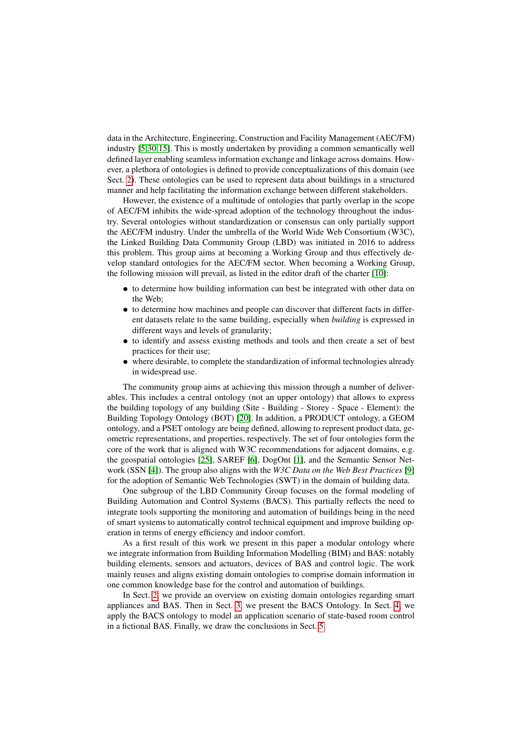data in the Architecture, Engineering, Construction and Facility Management (AEC/FM) industry [5,30,15]. This is mostly undertaken by providing a common semantically well defined layer enabling seamless information exchange and linkage across domains. However, a plethora of ontologies is defined to provide conceptualizations of this domain (see Sect. 2). These ontologies can be used to represent data about buildings in a structured manner and help facilitating the information exchange between different stakeholders.

However, the existence of a multitude of ontologies that partly overlap in the scope of AEC/FM inhibits the wide-spread adoption of the technology throughout the industry. Several ontologies without standardization or consensus can only partially support the AEC/FM industry. Under the umbrella of the World Wide Web Consortium (W3C), the Linked Building Data Community Group (LBD) was initiated in 2016 to address this problem. This group aims at becoming a Working Group and thus effectively develop standard ontologies for the AEC/FM sector. When becoming a Working Group, the following mission will prevail, as listed in the editor draft of the charter [10]:

- to determine how building information can best be integrated with other data on the Web;
- to determine how machines and people can discover that different facts in different datasets relate to the same building, especially when *building* is expressed in different ways and levels of granularity;
- to identify and assess existing methods and tools and then create a set of best practices for their use;
- where desirable, to complete the standardization of informal technologies already in widespread use.

The community group aims at achieving this mission through a number of deliverables. This includes a central ontology (not an upper ontology) that allows to express the building topology of any building (Site - Building - Storey - Space - Element): the Building Topology Ontology (BOT) [20]. In addition, a PRODUCT ontology, a GEOM ontology, and a PSET ontology are being defined, allowing to represent product data, geometric representations, and properties, respectively. The set of four ontologies form the core of the work that is aligned with W3C recommendations for adjacent domains, e.g. the geospatial ontologies [25], SAREF [6], DogOnt [1], and the Semantic Sensor Network (SSN [4]). The group also aligns with the *W3C Data on the Web Best Practices* [9] for the adoption of Semantic Web Technologies (SWT) in the domain of building data.

One subgroup of the LBD Community Group focuses on the formal modeling of Building Automation and Control Systems (BACS). This partially reflects the need to integrate tools supporting the monitoring and automation of buildings being in the need of smart systems to automatically control technical equipment and improve building operation in terms of energy efficiency and indoor comfort.

As a first result of this work we present in this paper a modular ontology where we integrate information from Building Information Modelling (BIM) and BAS: notably building elements, sensors and actuators, devices of BAS and control logic. The work mainly reuses and aligns existing domain ontologies to comprise domain information in one common knowledge base for the control and automation of buildings.

In Sect. 2, we provide an overview on existing domain ontologies regarding smart appliances and BAS. Then in Sect. 3, we present the BACS Ontology. In Sect. 4, we apply the BACS ontology to model an application scenario of state-based room control in a fictional BAS. Finally, we draw the conclusions in Sect. 5.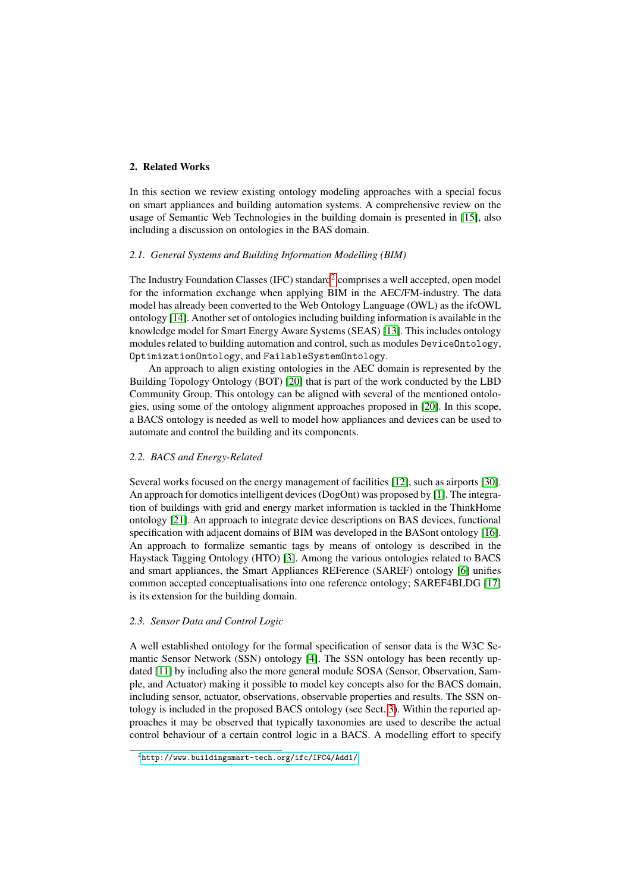## 2. Related Works

In this section we review existing ontology modeling approaches with a special focus on smart appliances and building automation systems. A comprehensive review on the usage of Semantic Web Technologies in the building domain is presented in [15], also including a discussion on ontologies in the BAS domain.

### 2.1. General Systems and Building Information Modelling (BIM)

The Industry Foundation Classes (IFC) standard[2] comprises a well accepted, open model for the information exchange when applying BIM in the AEC/FM-industry. The data model has already been converted to the Web Ontology Language (OWL) as the ifcOWL ontology [14]. Another set of ontologies including building information is available in the knowledge model for Smart Energy Aware Systems (SEAS) [13]. This includes ontology modules related to building automation and control, such as modules `DeviceOntology`, `OptimizationOntology`, and `FailableSystemOntology`.

An approach to align existing ontologies in the AEC domain is represented by the Building Topology Ontology (BOT) [20] that is part of the work conducted by the LBD Community Group. This ontology can be aligned with several of the mentioned ontologies, using some of the ontology alignment approaches proposed in [20]. In this scope, a BACS ontology is needed as well to model how appliances and devices can be used to automate and control the building and its components.

### 2.2. BACS and Energy-Related

Several works focused on the energy management of facilities [12], such as airports [30]. An approach for domotics intelligent devices (DogOnt) was proposed by [1]. The integration of buildings with grid and energy market information is tackled in the ThinkHome ontology [21]. An approach to integrate device descriptions on BAS devices, functional specification with adjacent domains of BIM was developed in the BASont ontology [16]. An approach to formalize semantic tags by means of ontology is described in the Haystack Tagging Ontology (HTO) [3]. Among the various ontologies related to BACS and smart appliances, the Smart Appliances REFerence (SAREF) ontology [6] unifies common accepted conceptualisations into one reference ontology; SAREF4BLDG [17] is its extension for the building domain.

### 2.3. Sensor Data and Control Logic

A well established ontology for the formal specification of sensor data is the W3C Semantic Sensor Network (SSN) ontology [4]. The SSN ontology has been recently updated [11] by including also the more general module SOSA (Sensor, Observation, Sample, and Actuator) making it possible to model key concepts also for the BACS domain, including sensor, actuator, observations, observable properties and results. The SSN ontology is included in the proposed BACS ontology (see Sect. 3). Within the reported approaches it may be observed that typically taxonomies are used to describe the actual control behaviour of a certain control logic in a BACS. A modelling effort to specify

[2] http://www.buildingsmart-tech.org/ifc/IFC4/Add1/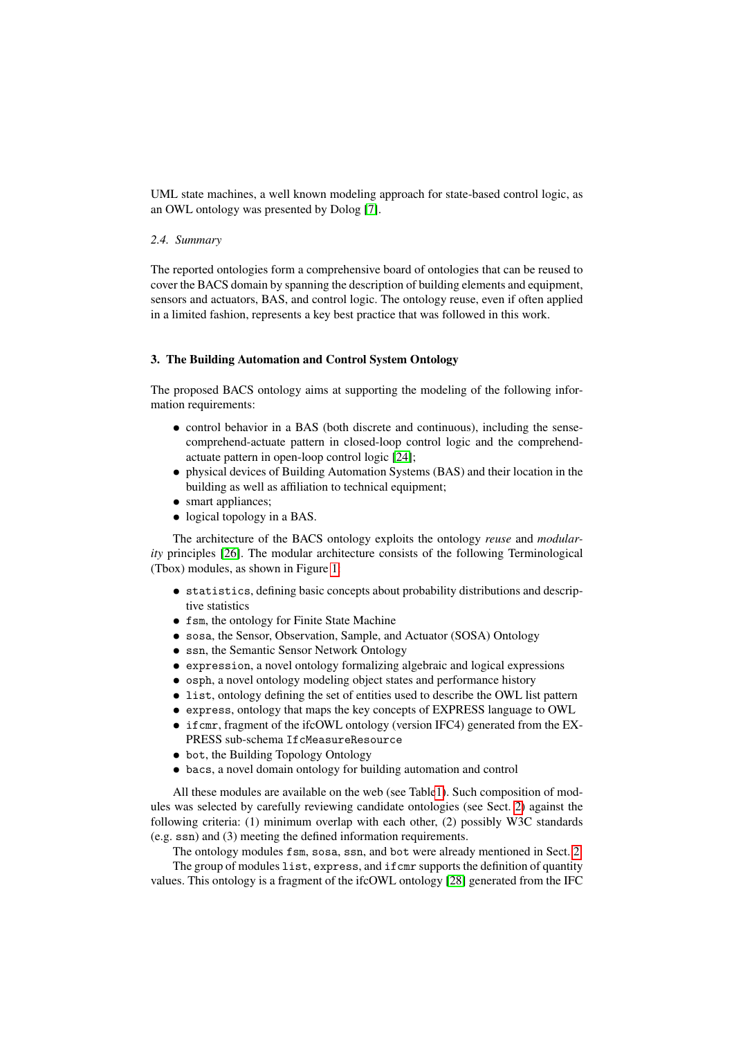UML state machines, a well known modeling approach for state-based control logic, as an OWL ontology was presented by Dolog [7].

### 2.4. Summary

The reported ontologies form a comprehensive board of ontologies that can be reused to cover the BACS domain by spanning the description of building elements and equipment, sensors and actuators, BAS, and control logic. The ontology reuse, even if often applied in a limited fashion, represents a key best practice that was followed in this work.

## 3. The Building Automation and Control System Ontology

The proposed BACS ontology aims at supporting the modeling of the following information requirements:

- control behavior in a BAS (both discrete and continuous), including the sense-comprehend-actuate pattern in closed-loop control logic and the comprehend-actuate pattern in open-loop control logic [24];
- physical devices of Building Automation Systems (BAS) and their location in the building as well as affiliation to technical equipment;
- smart appliances;
- logical topology in a BAS.

The architecture of the BACS ontology exploits the ontology *reuse* and *modularity* principles [26]. The modular architecture consists of the following Terminological (Tbox) modules, as shown in Figure 1.

- `statistics`, defining basic concepts about probability distributions and descriptive statistics
- `fsm`, the ontology for Finite State Machine
- `sosa`, the Sensor, Observation, Sample, and Actuator (SOSA) Ontology
- `ssn`, the Semantic Sensor Network Ontology
- `expression`, a novel ontology formalizing algebraic and logical expressions
- `osph`, a novel ontology modeling object states and performance history
- `list`, ontology defining the set of entities used to describe the OWL list pattern
- `express`, ontology that maps the key concepts of EXPRESS language to OWL
- `ifcmr`, fragment of the ifcOWL ontology (version IFC4) generated from the EXPRESS sub-schema `IfcMeasureResource`
- `bot`, the Building Topology Ontology
- `bacs`, a novel domain ontology for building automation and control

All these modules are available on the web (see Table 1). Such composition of modules was selected by carefully reviewing candidate ontologies (see Sect. 2) against the following criteria: (1) minimum overlap with each other, (2) possibly W3C standards (e.g. `ssn`) and (3) meeting the defined information requirements.

The ontology modules `fsm`, `sosa`, `ssn`, and `bot` were already mentioned in Sect. 2.

The group of modules `list`, `express`, and `ifcmr` supports the definition of quantity values. This ontology is a fragment of the ifcOWL ontology [28] generated from the IFC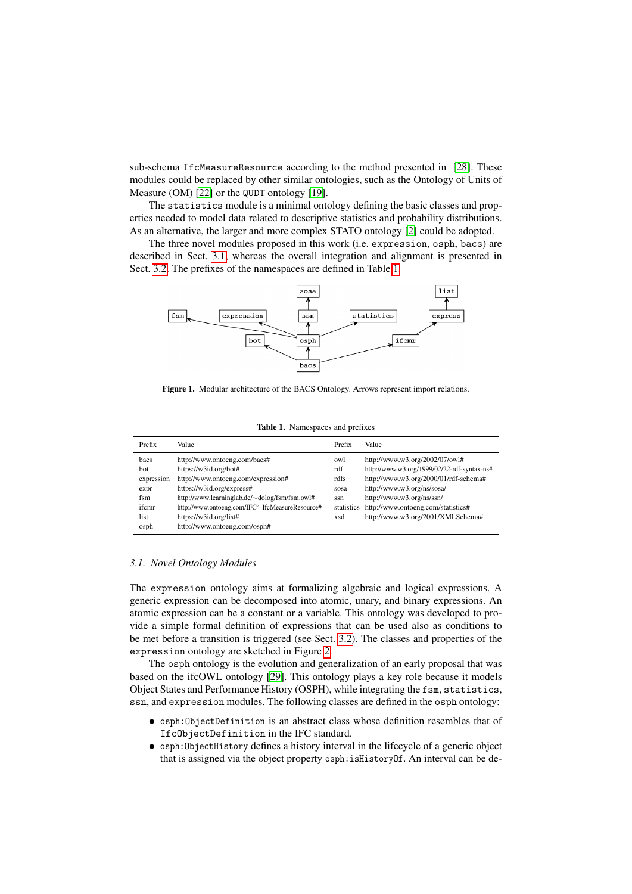sub-schema `IfcMeasureResource` according to the method presented in [28]. These modules could be replaced by other similar ontologies, such as the Ontology of Units of Measure (OM) [22] or the `QUDT` ontology [19].

The `statistics` module is a minimal ontology defining the basic classes and properties needed to model data related to descriptive statistics and probability distributions. As an alternative, the larger and more complex STATO ontology [2] could be adopted.

The three novel modules proposed in this work (i.e. `expression`, `osph`, `bacs`) are described in Sect. 3.1, whereas the overall integration and alignment is presented in Sect. 3.2. The prefixes of the namespaces are defined in Table 1.

**Figure 1.** Modular architecture of the BACS Ontology. Arrows represent import relations.

**Table 1.** Namespaces and prefixes

| Prefix | Value | Prefix | Value |
|---|---|---|---|
| bacs | http://www.ontoeng.com/bacs# | owl | http://www.w3.org/2002/07/owl# |
| bot | https://w3id.org/bot# | rdf | http://www.w3.org/1999/02/22-rdf-syntax-ns# |
| expression | http://www.ontoeng.com/expression# | rdfs | http://www.w3.org/2000/01/rdf-schema# |
| expr | https://w3id.org/express# | sosa | http://www.w3.org/ns/sosa/ |
| fsm | http://www.learninglab.de/~dolog/fsm/fsm.owl# | ssn | http://www.w3.org/ns/ssn/ |
| ifcmr | http://www.ontoeng.com/IFC4_IfcMeasureResource# | statistics | http://www.ontoeng.com/statistics# |
| list | https://w3id.org/list# | xsd | http://www.w3.org/2001/XMLSchema# |
| osph | http://www.ontoeng.com/osph# | | |

### *3.1. Novel Ontology Modules*

The `expression` ontology aims at formalizing algebraic and logical expressions. A generic expression can be decomposed into atomic, unary, and binary expressions. An atomic expression can be a constant or a variable. This ontology was developed to provide a simple formal definition of expressions that can be used also as conditions to be met before a transition is triggered (see Sect. 3.2). The classes and properties of the `expression` ontology are sketched in Figure 2.

The `osph` ontology is the evolution and generalization of an early proposal that was based on the ifcOWL ontology [29]. This ontology plays a key role because it models Object States and Performance History (OSPH), while integrating the `fsm`, `statistics`, `ssn`, and `expression` modules. The following classes are defined in the `osph` ontology:

- `osph:ObjectDefinition` is an abstract class whose definition resembles that of `IfcObjectDefinition` in the IFC standard.
- `osph:ObjectHistory` defines a history interval in the lifecycle of a generic object that is assigned via the object property `osph:isHistoryOf`. An interval can be de-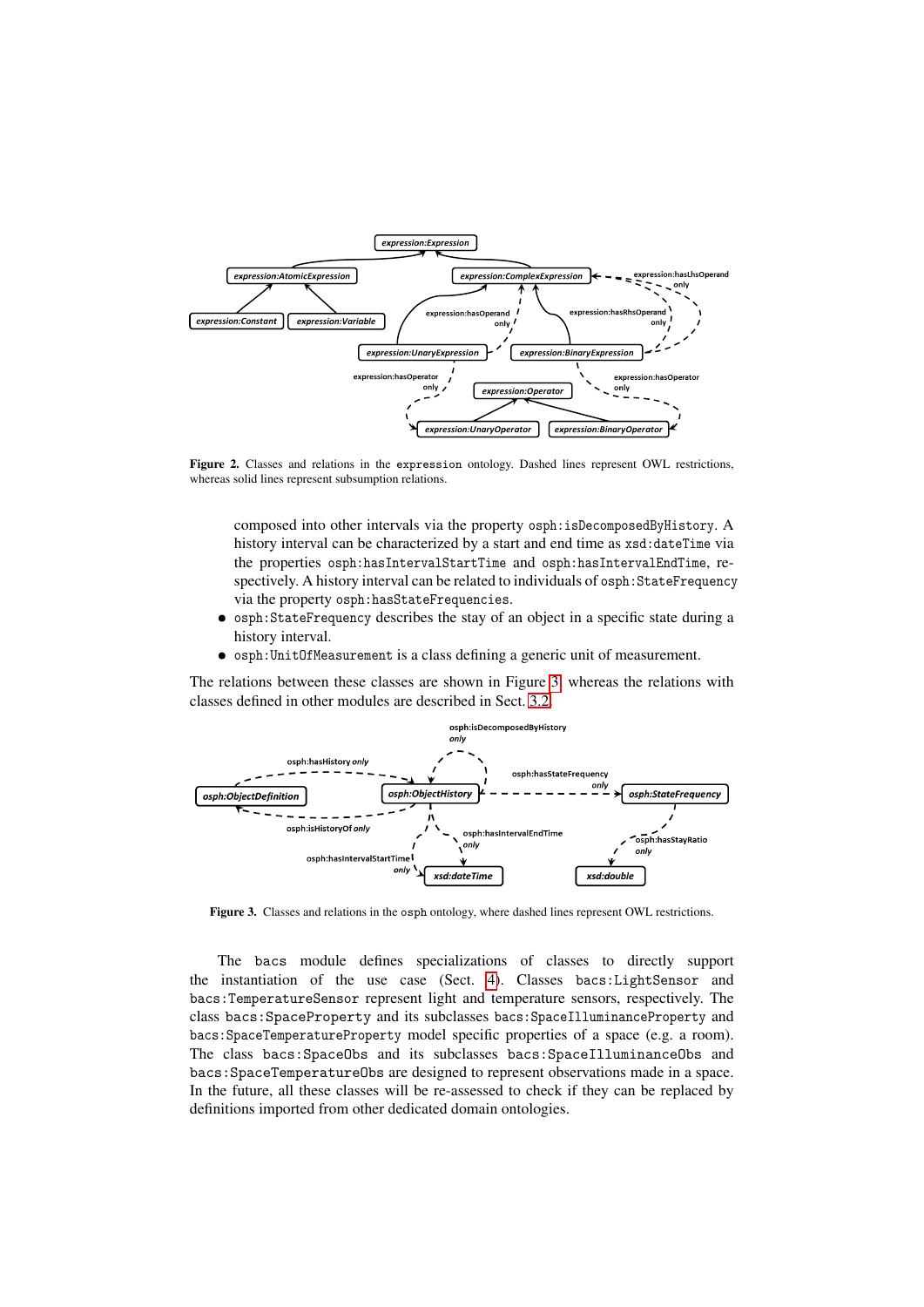**Figure 2.** Classes and relations in the `expression` ontology. Dashed lines represent OWL restrictions, whereas solid lines represent subsumption relations.

composed into other intervals via the property `osph:isDecomposedByHistory`. A history interval can be characterized by a start and end time as `xsd:dateTime` via the properties `osph:hasIntervalStartTime` and `osph:hasIntervalEndTime`, respectively. A history interval can be related to individuals of `osph:StateFrequency` via the property `osph:hasStateFrequencies`.

- `osph:StateFrequency` describes the stay of an object in a specific state during a history interval.
- `osph:UnitOfMeasurement` is a class defining a generic unit of measurement.

The relations between these classes are shown in Figure 3 whereas the relations with classes defined in other modules are described in Sect. 3.2.

**Figure 3.** Classes and relations in the `osph` ontology, where dashed lines represent OWL restrictions.

The `bacs` module defines specializations of classes to directly support the instantiation of the use case (Sect. 4). Classes `bacs:LightSensor` and `bacs:TemperatureSensor` represent light and temperature sensors, respectively. The class `bacs:SpaceProperty` and its subclasses `bacs:SpaceIlluminanceProperty` and `bacs:SpaceTemperatureProperty` model specific properties of a space (e.g. a room). The class `bacs:SpaceObs` and its subclasses `bacs:SpaceIlluminanceObs` and `bacs:SpaceTemperatureObs` are designed to represent observations made in a space. In the future, all these classes will be re-assessed to check if they can be replaced by definitions imported from other dedicated domain ontologies.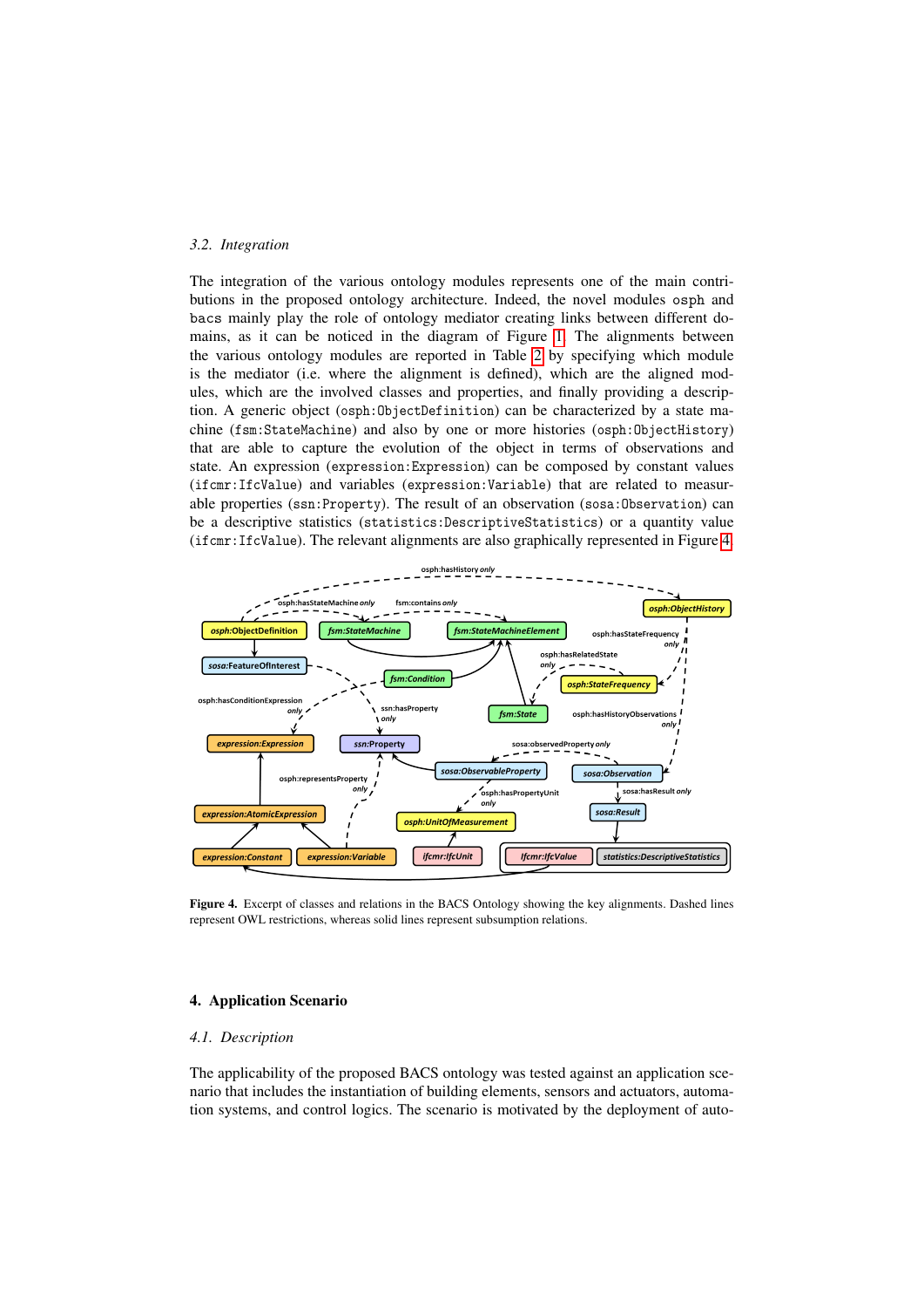### 3.2. Integration

The integration of the various ontology modules represents one of the main contributions in the proposed ontology architecture. Indeed, the novel modules `osph` and `bacs` mainly play the role of ontology mediator creating links between different domains, as it can be noticed in the diagram of Figure 1. The alignments between the various ontology modules are reported in Table 2 by specifying which module is the mediator (i.e. where the alignment is defined), which are the aligned modules, which are the involved classes and properties, and finally providing a description. A generic object (`osph:ObjectDefinition`) can be characterized by a state machine (`fsm:StateMachine`) and also by one or more histories (`osph:ObjectHistory`) that are able to capture the evolution of the object in terms of observations and state. An expression (`expression:Expression`) can be composed by constant values (`ifcmr:IfcValue`) and variables (`expression:Variable`) that are related to measurable properties (`ssn:Property`). The result of an observation (`sosa:Observation`) can be a descriptive statistics (`statistics:DescriptiveStatistics`) or a quantity value (`ifcmr:IfcValue`). The relevant alignments are also graphically represented in Figure 4.

**Figure 4.** Excerpt of classes and relations in the BACS Ontology showing the key alignments. Dashed lines represent OWL restrictions, whereas solid lines represent subsumption relations.

## 4. Application Scenario

### 4.1. Description

The applicability of the proposed BACS ontology was tested against an application scenario that includes the instantiation of building elements, sensors and actuators, automation systems, and control logics. The scenario is motivated by the deployment of auto-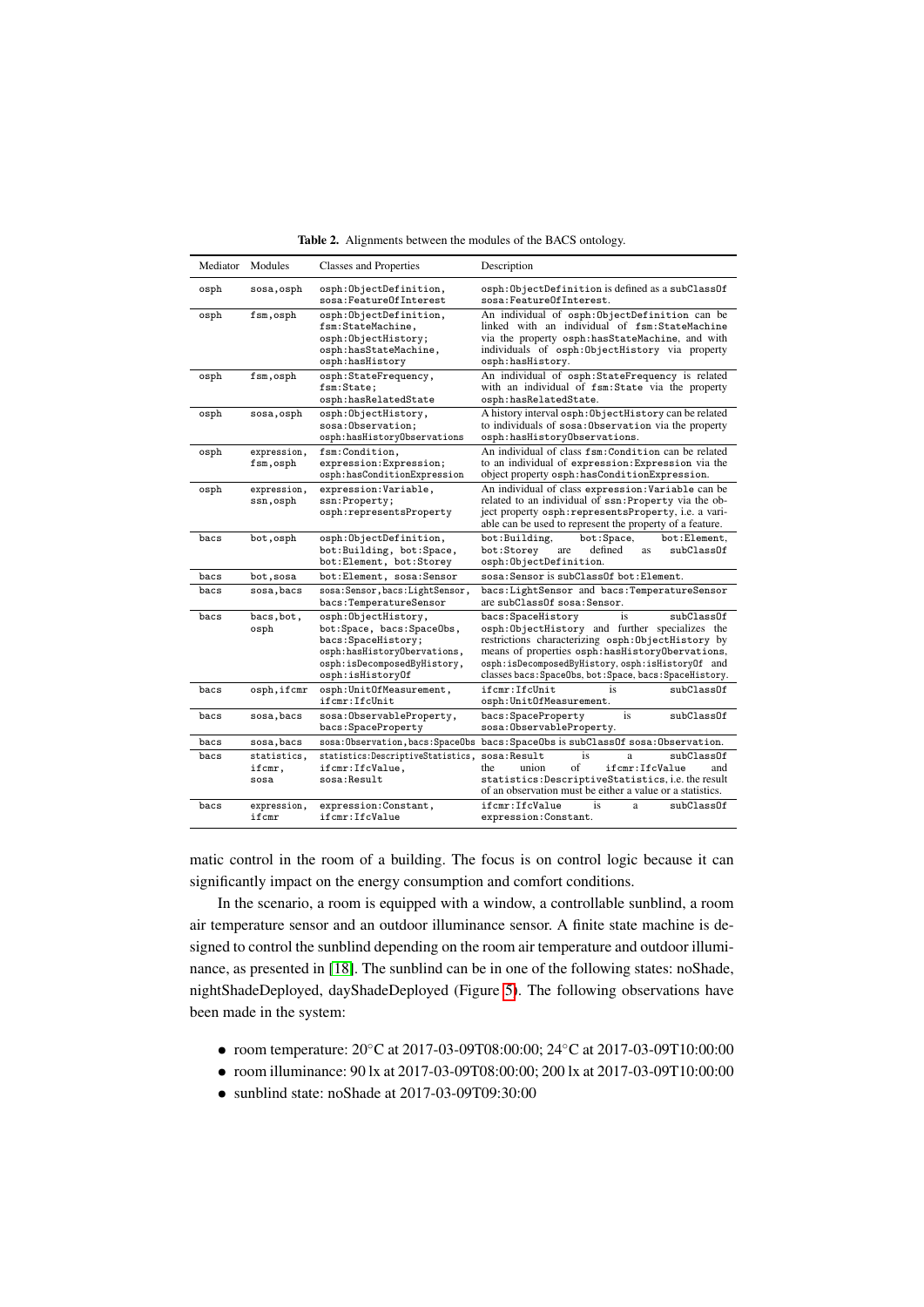**Table 2.** Alignments between the modules of the BACS ontology.

| Mediator | Modules | Classes and Properties | Description |
|---|---|---|---|
| osph | sosa,osph | osph:ObjectDefinition, sosa:FeatureOfInterest | osph:ObjectDefinition is defined as a subClassOf sosa:FeatureOfInterest. |
| osph | fsm,osph | osph:ObjectDefinition, fsm:StateMachine, osph:ObjectHistory; osph:hasStateMachine, osph:hasHistory | An individual of osph:ObjectDefinition can be linked with an individual of fsm:StateMachine via the property osph:hasStateMachine, and with individuals of osph:ObjectHistory via property osph:hasHistory. |
| osph | fsm,osph | osph:StateFrequency, fsm:State; osph:hasRelatedState | An individual of osph:StateFrequency is related with an individual of fsm:State via the property osph:hasRelatedState. |
| osph | sosa,osph | osph:ObjectHistory, sosa:Observation; osph:hasHistoryObservations | A history interval osph:ObjectHistory can be related to individuals of sosa:Observation via the property osph:hasHistoryObservations. |
| osph | expression, fsm,osph | fsm:Condition, expression:Expression; osph:hasConditionExpression | An individual of class fsm:Condition can be related to an individual of expression:Expression via the object property osph:hasConditionExpression. |
| osph | expression, ssn,osph | expression:Variable, ssn:Property; osph:representsProperty | An individual of class expression:Variable can be related to an individual of ssn:Property via the object property osph:representsProperty, i.e. a variable can be used to represent the property of a feature. |
| bacs | bot,osph | osph:ObjectDefinition, bot:Building, bot:Space, bot:Element, bot:Storey | bot:Building, bot:Space, bot:Element, bot:Storey are defined as subClassOf osph:ObjectDefinition. |
| bacs | bot,sosa | bot:Element, sosa:Sensor | sosa:Sensor is subClassOf bot:Element. |
| bacs | sosa,bacs | sosa:Sensor,bacs:LightSensor, bacs:TemperatureSensor | bacs:LightSensor and bacs:TemperatureSensor are subClassOf sosa:Sensor. |
| bacs | bacs,bot, osph | osph:ObjectHistory, bot:Space, bacs:SpaceObs, bacs:SpaceHistory; osph:hasHistoryObservations, osph:isDecomposedByHistory, osph:isHistoryOf | bacs:SpaceHistory is subClassOf osph:ObjectHistory and further specializes the restrictions characterizing osph:ObjectHistory by means of properties osph:hasHistoryObservations, osph:isDecomposedByHistory, osph:isHistoryOf and classes bacs:SpaceObs, bot:Space, bacs:SpaceHistory. |
| bacs | osph,ifcmr | osph:UnitOfMeasurement, ifcmr:IfcUnit | ifcmr:IfcUnit is subClassOf osph:UnitOfMeasurement. |
| bacs | sosa,bacs | sosa:ObservableProperty, bacs:SpaceProperty | bacs:SpaceProperty is subClassOf sosa:ObservableProperty. |
| bacs | sosa,bacs | sosa:Observation,bacs:SpaceObs | bacs:SpaceObs is subClassOf sosa:Observation. |
| bacs | statistics, ifcmr, sosa | statistics:DescriptiveStatistics, ifcmr:IfcValue, sosa:Result | sosa:Result is a subClassOf the union of ifcmr:IfcValue and statistics:DescriptiveStatistics, i.e. the result of an observation must be either a value or a statistics. |
| bacs | expression, ifcmr | expression:Constant, ifcmr:IfcValue | ifcmr:IfcValue is a subClassOf expression:Constant. |

matic control in the room of a building. The focus is on control logic because it can significantly impact on the energy consumption and comfort conditions.

In the scenario, a room is equipped with a window, a controllable sunblind, a room air temperature sensor and an outdoor illuminance sensor. A finite state machine is designed to control the sunblind depending on the room air temperature and outdoor illuminance, as presented in [18]. The sunblind can be in one of the following states: noShade, nightShadeDeployed, dayShadeDeployed (Figure 5). The following observations have been made in the system:

- room temperature: 20°C at 2017-03-09T08:00:00; 24°C at 2017-03-09T10:00:00
- room illuminance: 90 lx at 2017-03-09T08:00:00; 200 lx at 2017-03-09T10:00:00
- sunblind state: noShade at 2017-03-09T09:30:00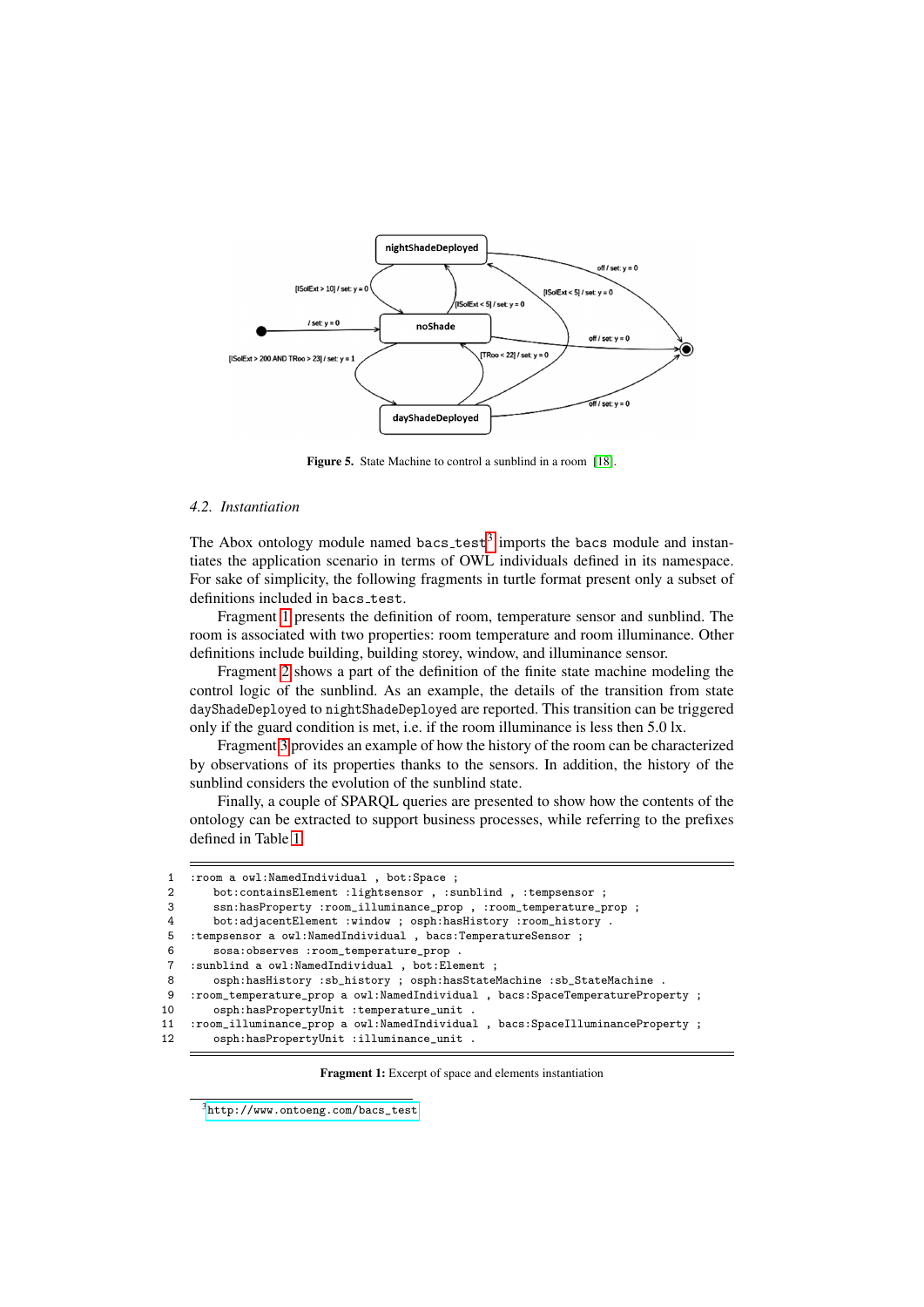**Figure 5.** State Machine to control a sunblind in a room [18].

### 4.2. *Instantiation*

The Abox ontology module named `bacs_test`[3] imports the `bacs` module and instantiates the application scenario in terms of OWL individuals defined in its namespace. For sake of simplicity, the following fragments in turtle format present only a subset of definitions included in bacs_test.

Fragment 1 presents the definition of room, temperature sensor and sunblind. The room is associated with two properties: room temperature and room illuminance. Other definitions include building, building storey, window, and illuminance sensor.

Fragment 2 shows a part of the definition of the finite state machine modeling the control logic of the sunblind. As an example, the details of the transition from state `dayShadeDeployed` to `nightShadeDeployed` are reported. This transition can be triggered only if the guard condition is met, i.e. if the room illuminance is less then 5.0 lx.

Fragment 3 provides an example of how the history of the room can be characterized by observations of its properties thanks to the sensors. In addition, the history of the sunblind considers the evolution of the sunblind state.

Finally, a couple of SPARQL queries are presented to show how the contents of the ontology can be extracted to support business processes, while referring to the prefixes defined in Table 1.

```
1   :room a owl:NamedIndividual , bot:Space ;
2       bot:containsElement :lightsensor , :sunblind , :tempsensor ;
3       ssn:hasProperty :room_illuminance_prop , :room_temperature_prop ;
4       bot:adjacentElement :window ; osph:hasHistory :room_history .
5   :tempsensor a owl:NamedIndividual , bacs:TemperatureSensor ;
6       sosa:observes :room_temperature_prop .
7   :sunblind a owl:NamedIndividual , bot:Element ;
8       osph:hasHistory :sb_history ; osph:hasStateMachine :sb_StateMachine .
9   :room_temperature_prop a owl:NamedIndividual , bacs:SpaceTemperatureProperty ;
10      osph:hasPropertyUnit :temperature_unit .
11  :room_illuminance_prop a owl:NamedIndividual , bacs:SpaceIlluminanceProperty ;
12      osph:hasPropertyUnit :illuminance_unit .
```

**Fragment 1:** Excerpt of space and elements instantiation

[3] http://www.ontoeng.com/bacs_test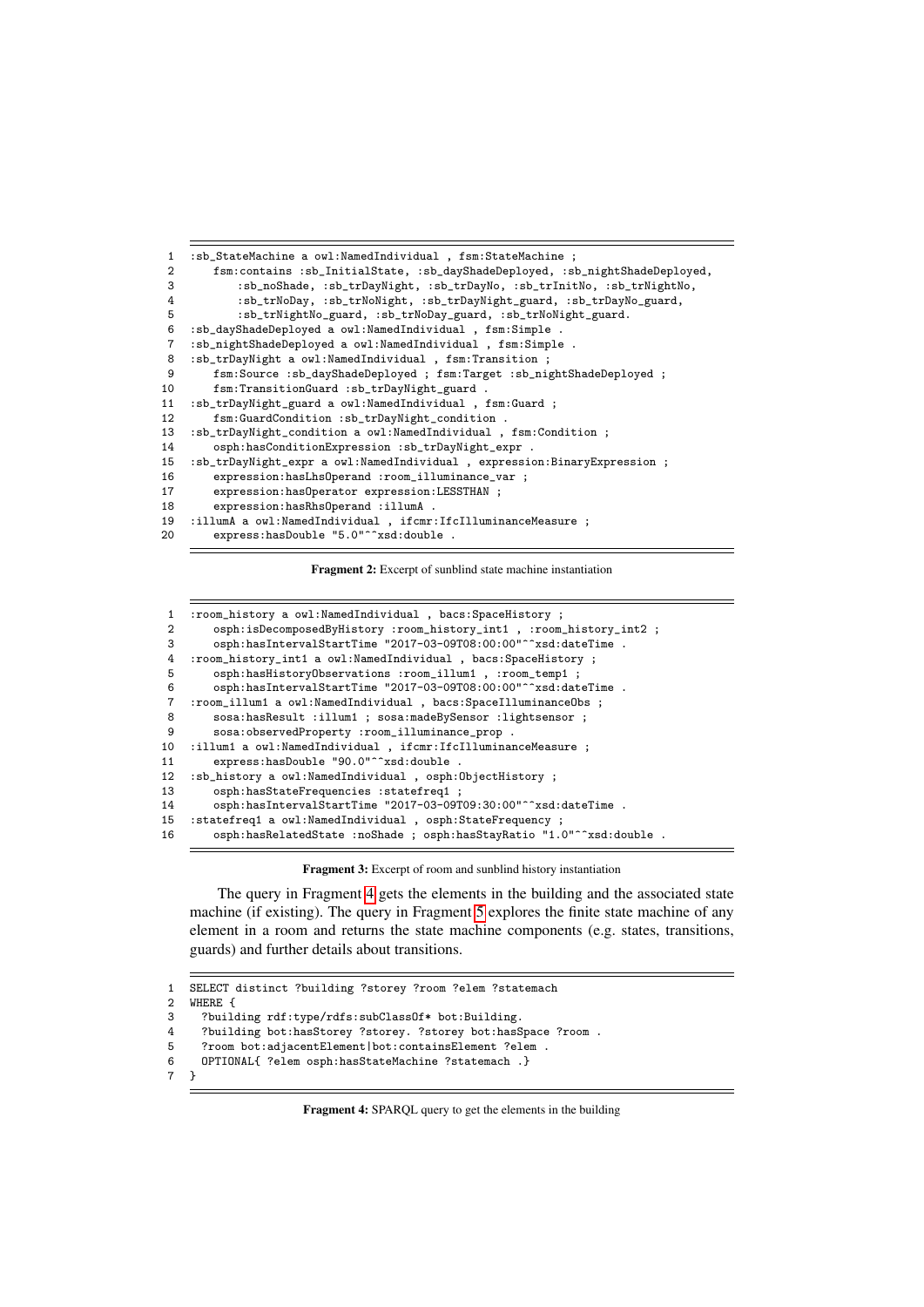```
:sb_StateMachine a owl:NamedIndividual , fsm:StateMachine ;
   fsm:contains :sb_InitialState, :sb_dayShadeDeployed, :sb_nightShadeDeployed,
       :sb_noShade, :sb_trDayNight, :sb_trDayNo, :sb_trInitNo, :sb_trNightNo,
       :sb_trNoDay, :sb_trNoNight, :sb_trDayNight_guard, :sb_trDayNo_guard,
       :sb_trNightNo_guard, :sb_trNoDay_guard, :sb_trNoNight_guard.
:sb_dayShadeDeployed a owl:NamedIndividual , fsm:Simple .
:sb_nightShadeDeployed a owl:NamedIndividual , fsm:Simple .
:sb_trDayNight a owl:NamedIndividual , fsm:Transition ;
   fsm:Source :sb_dayShadeDeployed ; fsm:Target :sb_nightShadeDeployed ;
   fsm:TransitionGuard :sb_trDayNight_guard .
:sb_trDayNight_guard a owl:NamedIndividual , fsm:Guard ;
   fsm:GuardCondition :sb_trDayNight_condition .
:sb_trDayNight_condition a owl:NamedIndividual , fsm:Condition ;
   osph:hasConditionExpression :sb_trDayNight_expr .
:sb_trDayNight_expr a owl:NamedIndividual , expression:BinaryExpression ;
   expression:hasLhsOperand :room_illuminance_var ;
   expression:hasOperator expression:LESSTHAN ;
   expression:hasRhsOperand :illumA .
:illumA a owl:NamedIndividual , ifcmr:IfcIlluminanceMeasure ;
   express:hasDouble "5.0"^^xsd:double .
```

**Fragment 2:** Excerpt of sunblind state machine instantiation

```
:room_history a owl:NamedIndividual , bacs:SpaceHistory ;
   osph:isDecomposedByHistory :room_history_int1 , :room_history_int2 ;
   osph:hasIntervalStartTime "2017-03-09T08:00:00"^^xsd:dateTime .
:room_history_int1 a owl:NamedIndividual , bacs:SpaceHistory ;
   osph:hasHistoryObservations :room_illum1 , :room_temp1 ;
   osph:hasIntervalStartTime "2017-03-09T08:00:00"^^xsd:dateTime .
:room_illum1 a owl:NamedIndividual , bacs:SpaceIlluminanceObs ;
   sosa:hasResult :illum1 ; sosa:madeBySensor :lightsensor ;
   sosa:observedProperty :room_illuminance_prop .
:illum1 a owl:NamedIndividual , ifcmr:IfcIlluminanceMeasure ;
   express:hasDouble "90.0"^^xsd:double .
:sb_history a owl:NamedIndividual , osph:ObjectHistory ;
   osph:hasStateFrequencies :statefreq1 ;
   osph:hasIntervalStartTime "2017-03-09T09:30:00"^^xsd:dateTime .
:statefreq1 a owl:NamedIndividual , osph:StateFrequency ;
   osph:hasRelatedState :noShade ; osph:hasStayRatio "1.0"^^xsd:double .
```

**Fragment 3:** Excerpt of room and sunblind history instantiation

The query in Fragment 4 gets the elements in the building and the associated state machine (if existing). The query in Fragment 5 explores the finite state machine of any element in a room and returns the state machine components (e.g. states, transitions, guards) and further details about transitions.

```
SELECT distinct ?building ?storey ?room ?elem ?statemach
WHERE {
  ?building rdf:type/rdfs:subClassOf* bot:Building.
  ?building bot:hasStorey ?storey. ?storey bot:hasSpace ?room .
  ?room bot:adjacentElement|bot:containsElement ?elem .
  OPTIONAL{ ?elem osph:hasStateMachine ?statemach .}
}
```

**Fragment 4:** SPARQL query to get the elements in the building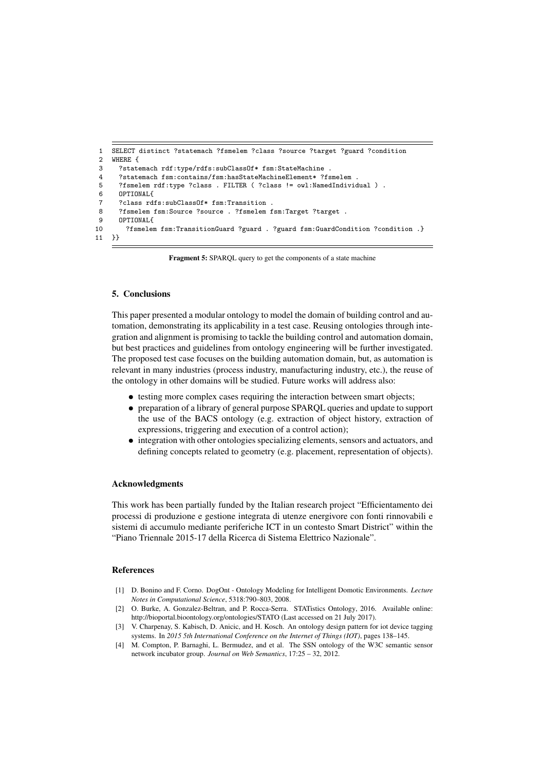```
1  SELECT distinct ?statemach ?fsmelem ?class ?source ?target ?guard ?condition
2  WHERE {
3    ?statemach rdf:type/rdfs:subClassOf* fsm:StateMachine .
4    ?statemach fsm:contains/fsm:hasStateMachineElement* ?fsmelem .
5    ?fsmelem rdf:type ?class . FILTER ( ?class != owl:NamedIndividual ) .
6    OPTIONAL{
7    ?class rdfs:subClassOf* fsm:Transition .
8    ?fsmelem fsm:Source ?source . ?fsmelem fsm:Target ?target .
9    OPTIONAL{
10     ?fsmelem fsm:TransitionGuard ?guard . ?guard fsm:GuardCondition ?condition .}
11 }}
```

**Fragment 5:** SPARQL query to get the components of a state machine

## 5. Conclusions

This paper presented a modular ontology to model the domain of building control and automation, demonstrating its applicability in a test case. Reusing ontologies through integration and alignment is promising to tackle the building control and automation domain, but best practices and guidelines from ontology engineering will be further investigated. The proposed test case focuses on the building automation domain, but, as automation is relevant in many industries (process industry, manufacturing industry, etc.), the reuse of the ontology in other domains will be studied. Future works will address also:

- testing more complex cases requiring the interaction between smart objects;
- preparation of a library of general purpose SPARQL queries and update to support the use of the BACS ontology (e.g. extraction of object history, extraction of expressions, triggering and execution of a control action);
- integration with other ontologies specializing elements, sensors and actuators, and defining concepts related to geometry (e.g. placement, representation of objects).

## Acknowledgments

This work has been partially funded by the Italian research project "Efficientamento dei processi di produzione e gestione integrata di utenze energivore con fonti rinnovabili e sistemi di accumulo mediante periferiche ICT in un contesto Smart District" within the "Piano Triennale 2015-17 della Ricerca di Sistema Elettrico Nazionale".

## References

[1] D. Bonino and F. Corno. DogOnt - Ontology Modeling for Intelligent Domotic Environments. *Lecture Notes in Computational Science*, 5318:790–803, 2008.

[2] O. Burke, A. Gonzalez-Beltran, and P. Rocca-Serra. STATistics Ontology, 2016. Available online: http://bioportal.bioontology.org/ontologies/STATO (Last accessed on 21 July 2017).

[3] V. Charpenay, S. Kabisch, D. Anicic, and H. Kosch. An ontology design pattern for iot device tagging systems. In *2015 5th International Conference on the Internet of Things (IOT)*, pages 138–145.

[4] M. Compton, P. Barnaghi, L. Bermudez, and et al. The SSN ontology of the W3C semantic sensor network incubator group. *Journal on Web Semantics*, 17:25 – 32, 2012.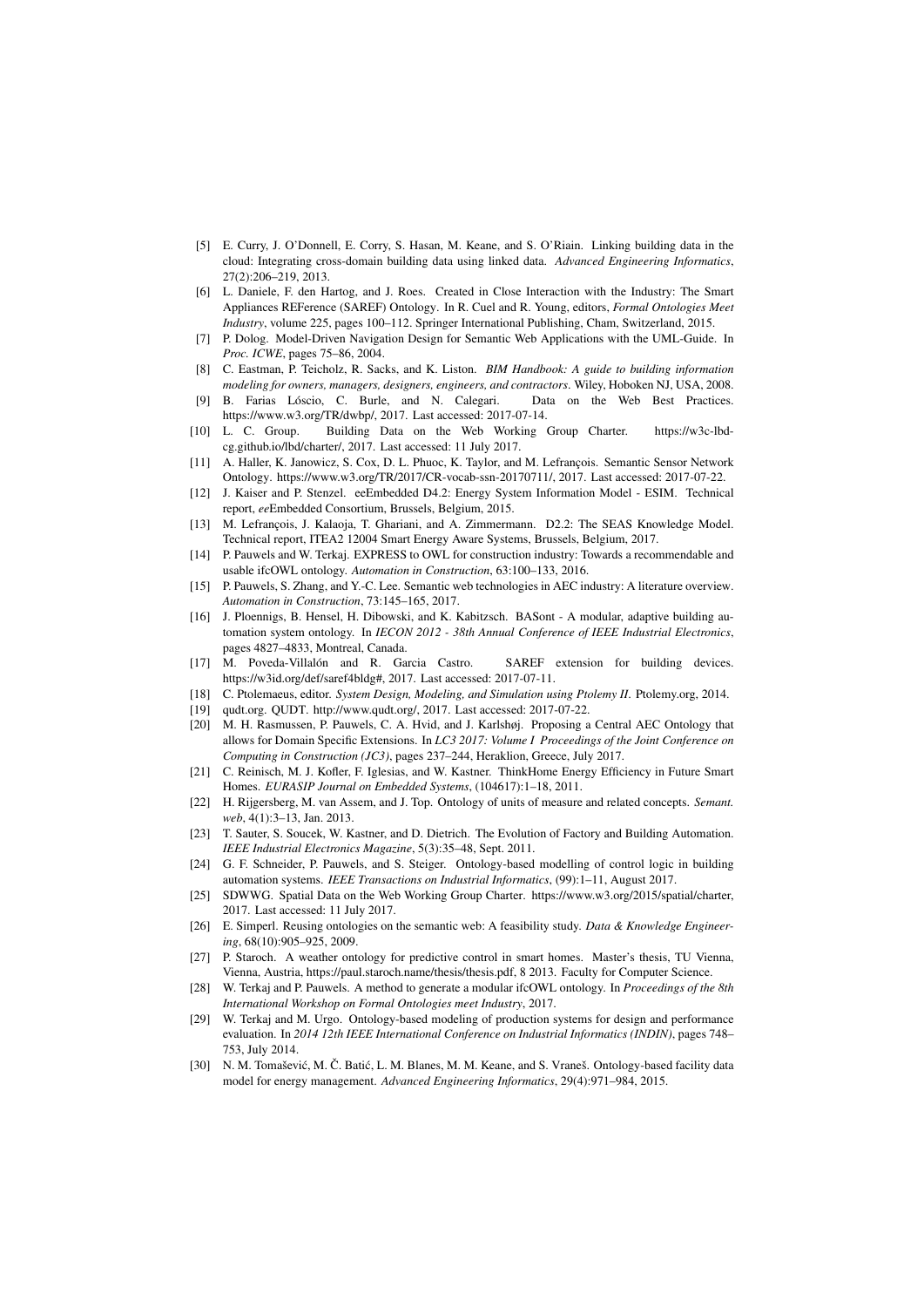[5] E. Curry, J. O'Donnell, E. Corry, S. Hasan, M. Keane, and S. O'Riain. Linking building data in the cloud: Integrating cross-domain building data using linked data. *Advanced Engineering Informatics*, 27(2):206–219, 2013.

[6] L. Daniele, F. den Hartog, and J. Roes. Created in Close Interaction with the Industry: The Smart Appliances REFerence (SAREF) Ontology. In R. Cuel and R. Young, editors, *Formal Ontologies Meet Industry*, volume 225, pages 100–112. Springer International Publishing, Cham, Switzerland, 2015.

[7] P. Dolog. Model-Driven Navigation Design for Semantic Web Applications with the UML-Guide. In *Proc. ICWE*, pages 75–86, 2004.

[8] C. Eastman, P. Teicholz, R. Sacks, and K. Liston. *BIM Handbook: A guide to building information modeling for owners, managers, designers, engineers, and contractors*. Wiley, Hoboken NJ, USA, 2008.

[9] B. Farias Lóscio, C. Burle, and N. Calegari. Data on the Web Best Practices. https://www.w3.org/TR/dwbp/, 2017. Last accessed: 2017-07-14.

[10] L. C. Group. Building Data on the Web Working Group Charter. https://w3c-lbd-cg.github.io/lbd/charter/, 2017. Last accessed: 11 July 2017.

[11] A. Haller, K. Janowicz, S. Cox, D. L. Phuoc, K. Taylor, and M. Lefrançois. Semantic Sensor Network Ontology. https://www.w3.org/TR/2017/CR-vocab-ssn-20170711/, 2017. Last accessed: 2017-07-22.

[12] J. Kaiser and P. Stenzel. eeEmbedded D4.2: Energy System Information Model - ESIM. Technical report, *ee*Embedded Consortium, Brussels, Belgium, 2015.

[13] M. Lefrançois, J. Kalaoja, T. Ghariani, and A. Zimmermann. D2.2: The SEAS Knowledge Model. Technical report, ITEA2 12004 Smart Energy Aware Systems, Brussels, Belgium, 2017.

[14] P. Pauwels and W. Terkaj. EXPRESS to OWL for construction industry: Towards a recommendable and usable ifcOWL ontology. *Automation in Construction*, 63:100–133, 2016.

[15] P. Pauwels, S. Zhang, and Y.-C. Lee. Semantic web technologies in AEC industry: A literature overview. *Automation in Construction*, 73:145–165, 2017.

[16] J. Ploennigs, B. Hensel, H. Dibowski, and K. Kabitzsch. BASont - A modular, adaptive building automation system ontology. In *IECON 2012 - 38th Annual Conference of IEEE Industrial Electronics*, pages 4827–4833, Montreal, Canada.

[17] M. Poveda-Villalón and R. Garcia Castro. SAREF extension for building devices. https://w3id.org/def/saref4bldg#, 2017. Last accessed: 2017-07-11.

[18] C. Ptolemaeus, editor. *System Design, Modeling, and Simulation using Ptolemy II*. Ptolemy.org, 2014.

[19] qudt.org. QUDT. http://www.qudt.org/, 2017. Last accessed: 2017-07-22.

[20] M. H. Rasmussen, P. Pauwels, C. A. Hvid, and J. Karlshøj. Proposing a Central AEC Ontology that allows for Domain Specific Extensions. In *LC3 2017: Volume I Proceedings of the Joint Conference on Computing in Construction (JC3)*, pages 237–244, Heraklion, Greece, July 2017.

[21] C. Reinisch, M. J. Kofler, F. Iglesias, and W. Kastner. ThinkHome Energy Efficiency in Future Smart Homes. *EURASIP Journal on Embedded Systems*, (104617):1–18, 2011.

[22] H. Rijgersberg, M. van Assem, and J. Top. Ontology of units of measure and related concepts. *Semant. web*, 4(1):3–13, Jan. 2013.

[23] T. Sauter, S. Soucek, W. Kastner, and D. Dietrich. The Evolution of Factory and Building Automation. *IEEE Industrial Electronics Magazine*, 5(3):35–48, Sept. 2011.

[24] G. F. Schneider, P. Pauwels, and S. Steiger. Ontology-based modelling of control logic in building automation systems. *IEEE Transactions on Industrial Informatics*, (99):1–11, August 2017.

[25] SDWWG. Spatial Data on the Web Working Group Charter. https://www.w3.org/2015/spatial/charter, 2017. Last accessed: 11 July 2017.

[26] E. Simperl. Reusing ontologies on the semantic web: A feasibility study. *Data & Knowledge Engineering*, 68(10):905–925, 2009.

[27] P. Staroch. A weather ontology for predictive control in smart homes. Master's thesis, TU Vienna, Vienna, Austria, https://paul.staroch.name/thesis/thesis.pdf, 8 2013. Faculty for Computer Science.

[28] W. Terkaj and P. Pauwels. A method to generate a modular ifcOWL ontology. In *Proceedings of the 8th International Workshop on Formal Ontologies meet Industry*, 2017.

[29] W. Terkaj and M. Urgo. Ontology-based modeling of production systems for design and performance evaluation. In *2014 12th IEEE International Conference on Industrial Informatics (INDIN)*, pages 748–753, July 2014.

[30] N. M. Tomašević, M. Č. Batić, L. M. Blanes, M. M. Keane, and S. Vraneš. Ontology-based facility data model for energy management. *Advanced Engineering Informatics*, 29(4):971–984, 2015.